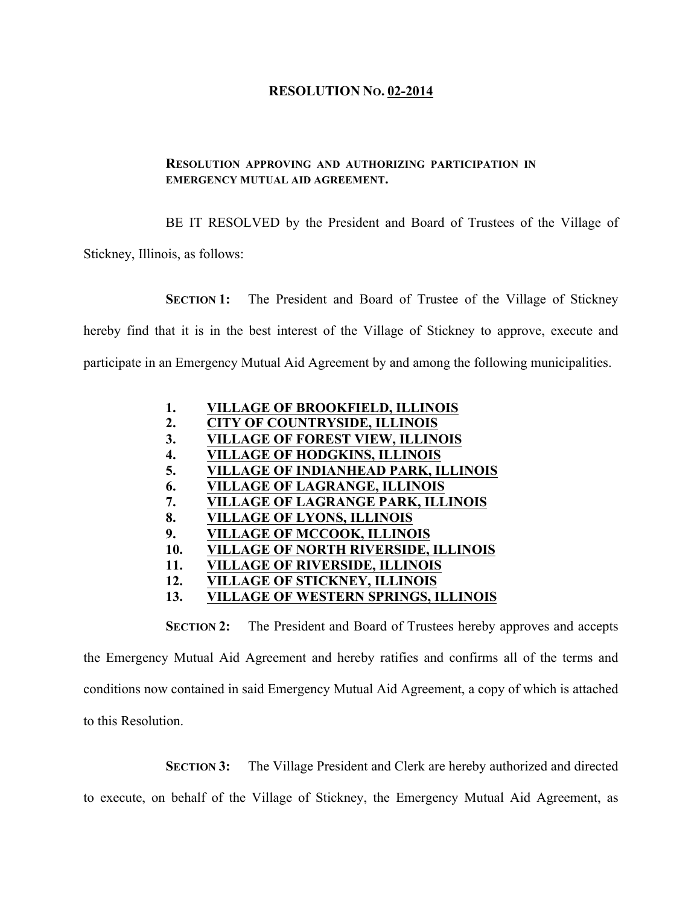# RESOLUTION No. 02-2014

**RESOLUTION APPROVING AND AUTHORIZING PARTICIPATION IN EMERGENCY MUTUAL AID AGREEMENT.**

BE IT RESOLVED by the President and Board of Trustees of the Village of Stickney, Illinois, as follows:

**SECTION 1:** The President and Board of Trustee of the Village of Stickney hereby find that it is in the best interest of the Village of Stickney to approve, execute and participate in an Emergency Mutual Aid Agreement by and among the following municipalities.

1. **VILLAGE OF BROOKFIELD, ILLINOIS**
2. **CITY OF COUNTRYSIDE, ILLINOIS**
3. **VILLAGE OF FOREST VIEW, ILLINOIS**
4. **VILLAGE OF HODGKINS, ILLINOIS**
5. **VILLAGE OF INDIANHEAD PARK, ILLINOIS**
6. **VILLAGE OF LAGRANGE, ILLINOIS**
7. **VILLAGE OF LAGRANGE PARK, ILLINOIS**
8. **VILLAGE OF LYONS, ILLINOIS**
9. **VILLAGE OF MCCOOK, ILLINOIS**
10. **VILLAGE OF NORTH RIVERSIDE, ILLINOIS**
11. **VILLAGE OF RIVERSIDE, ILLINOIS**
12. **VILLAGE OF STICKNEY, ILLINOIS**
13. **VILLAGE OF WESTERN SPRINGS, ILLINOIS**

**SECTION 2:** The President and Board of Trustees hereby approves and accepts the Emergency Mutual Aid Agreement and hereby ratifies and confirms all of the terms and conditions now contained in said Emergency Mutual Aid Agreement, a copy of which is attached to this Resolution.

**SECTION 3:** The Village President and Clerk are hereby authorized and directed to execute, on behalf of the Village of Stickney, the Emergency Mutual Aid Agreement, as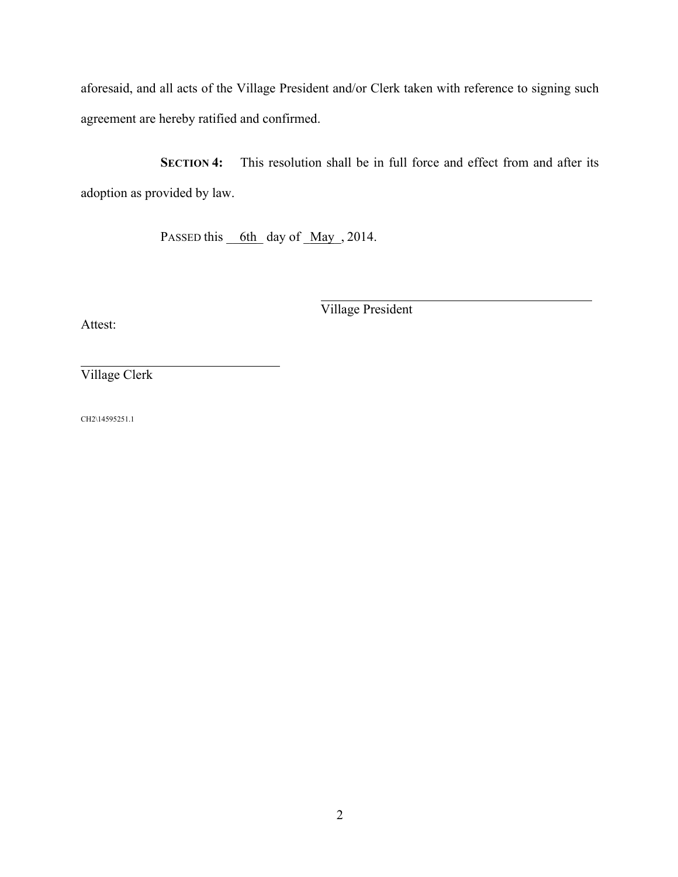aforesaid, and all acts of the Village President and/or Clerk taken with reference to signing such agreement are hereby ratified and confirmed.

**SECTION 4:** This resolution shall be in full force and effect from and after its adoption as provided by law.

PASSED this 6th day of May, 2014.

\_\_\_\_\_\_\_\_\_\_\_\_\_\_\_\_\_\_\_\_\_\_\_\_\_\_\_\_\_\_\_\_\_\_\_\_\_\_\_\_
Village President

Attest:

\_\_\_\_\_\_\_\_\_\_\_\_\_\_\_\_\_\_\_\_\_\_\_\_\_\_\_\_\_\_
Village Clerk

CH2\14595251.1